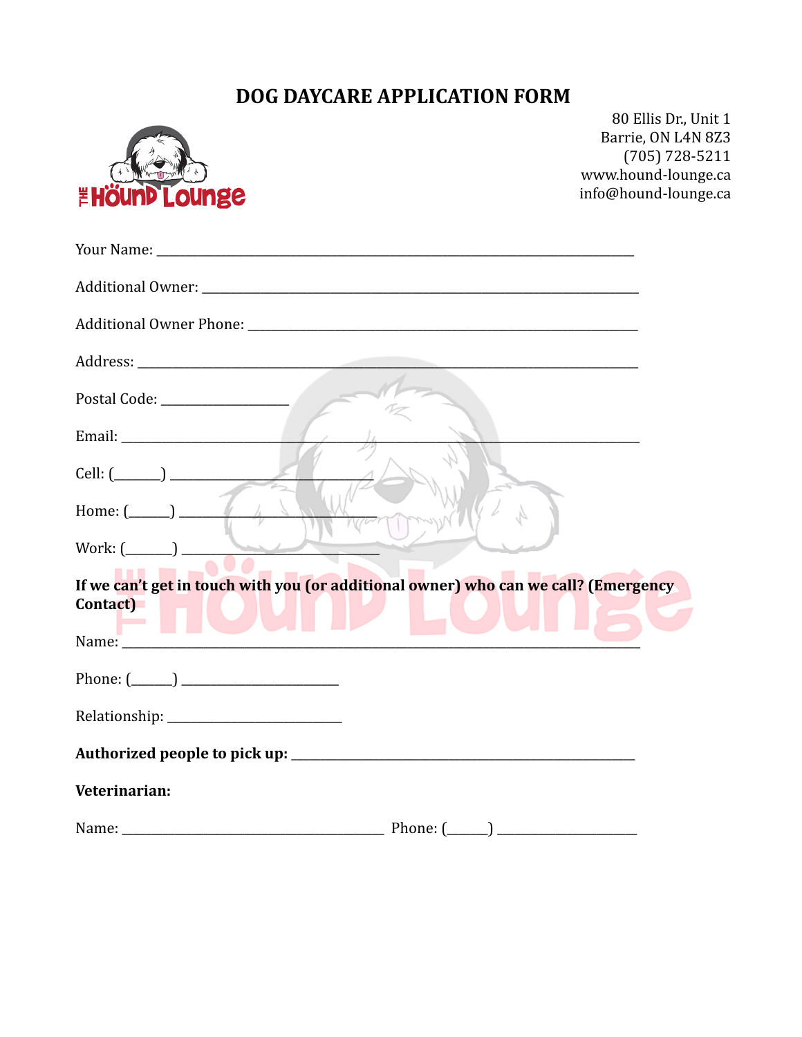# DOG DAYCARE APPLICATION FORM

80 Ellis Dr., Unit 1
Barrie, ON L4N 8Z3
(705) 728-5211
www.hound-lounge.ca
info@hound-lounge.ca

Your Name: ___________________________________________________________________________

Additional Owner: _____________________________________________________________________

Additional Owner Phone: ______________________________________________________________

Address: _______________________________________________________________________________

Postal Code: ____________________

Email: _________________________________________________________________________________

Cell: (_______) ________________________________

Home: (______) ______________________________

Work: (_______) _______________________________

**If we can't get in touch with you (or additional owner) who can we call? (Emergency Contact)**

Name: _________________________________________________________________________________

Phone: (______) _________________________

Relationship: ___________________________

**Authorized people to pick up:** ______________________________________________________

**Veterinarian:**

Name: _________________________________________ Phone: (______) ______________________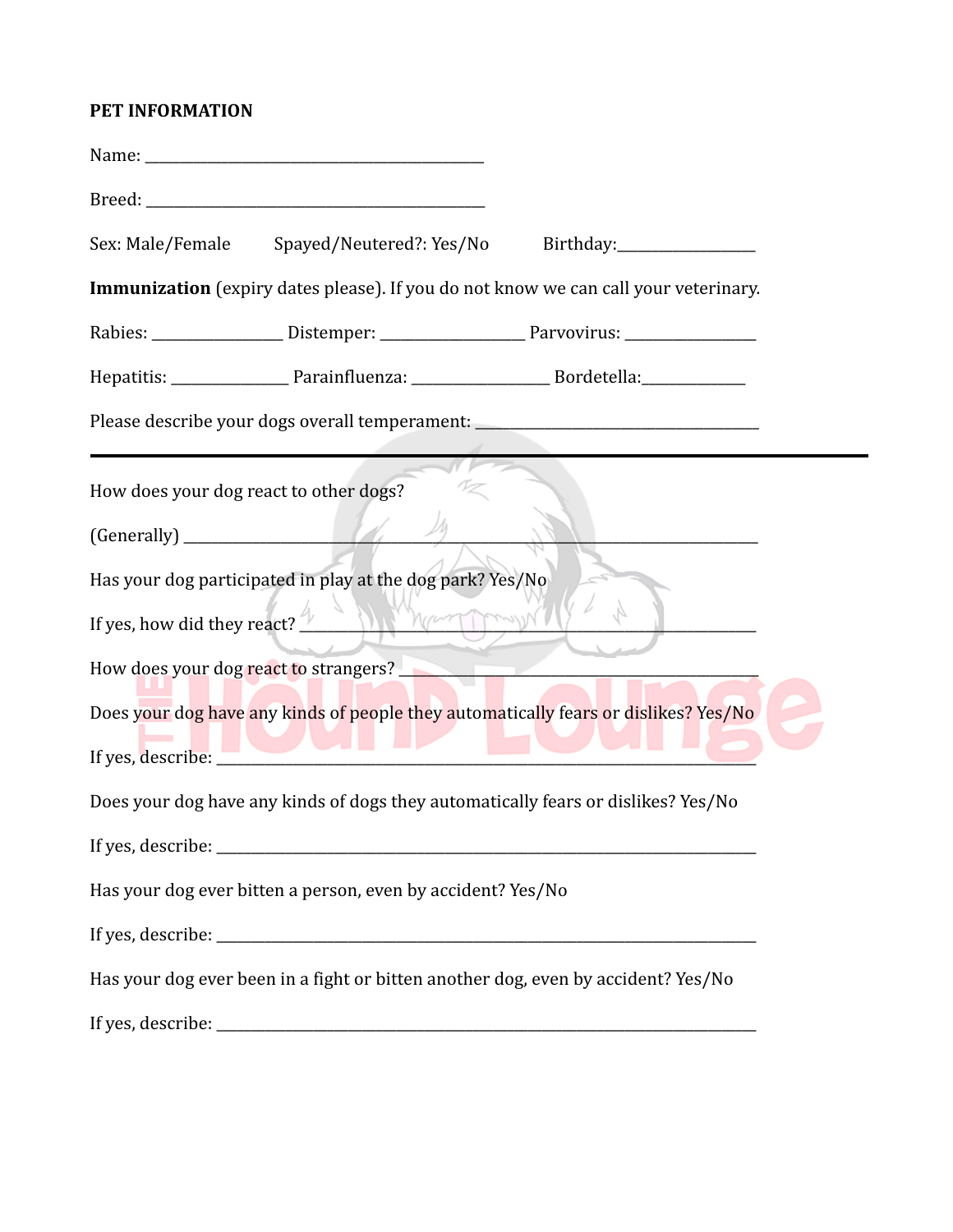**PET INFORMATION**

Name: ____________________________________________

Breed: ____________________________________________

Sex: Male/Female Spayed/Neutered?: Yes/No Birthday:_________________

**Immunization** (expiry dates please). If you do not know we can call your veterinary.

Rabies: ________________ Distemper: __________________ Parvovirus: ________________

Hepatitis: ______________ Parainfluenza: _________________ Bordetella:_____________

Please describe your dogs overall temperament: ____________________________________

---

How does your dog react to other dogs?

(Generally) ________________________________________________________________________

Has your dog participated in play at the dog park? Yes/No

If yes, how did they react? ___________________________________________________________

How does your dog react to strangers? ________________________________________________

Does your dog have any kinds of people they automatically fears or dislikes? Yes/No

If yes, describe: ______________________________________________________________________

Does your dog have any kinds of dogs they automatically fears or dislikes? Yes/No

If yes, describe: ______________________________________________________________________

Has your dog ever bitten a person, even by accident? Yes/No

If yes, describe: ______________________________________________________________________

Has your dog ever been in a fight or bitten another dog, even by accident? Yes/No

If yes, describe: ______________________________________________________________________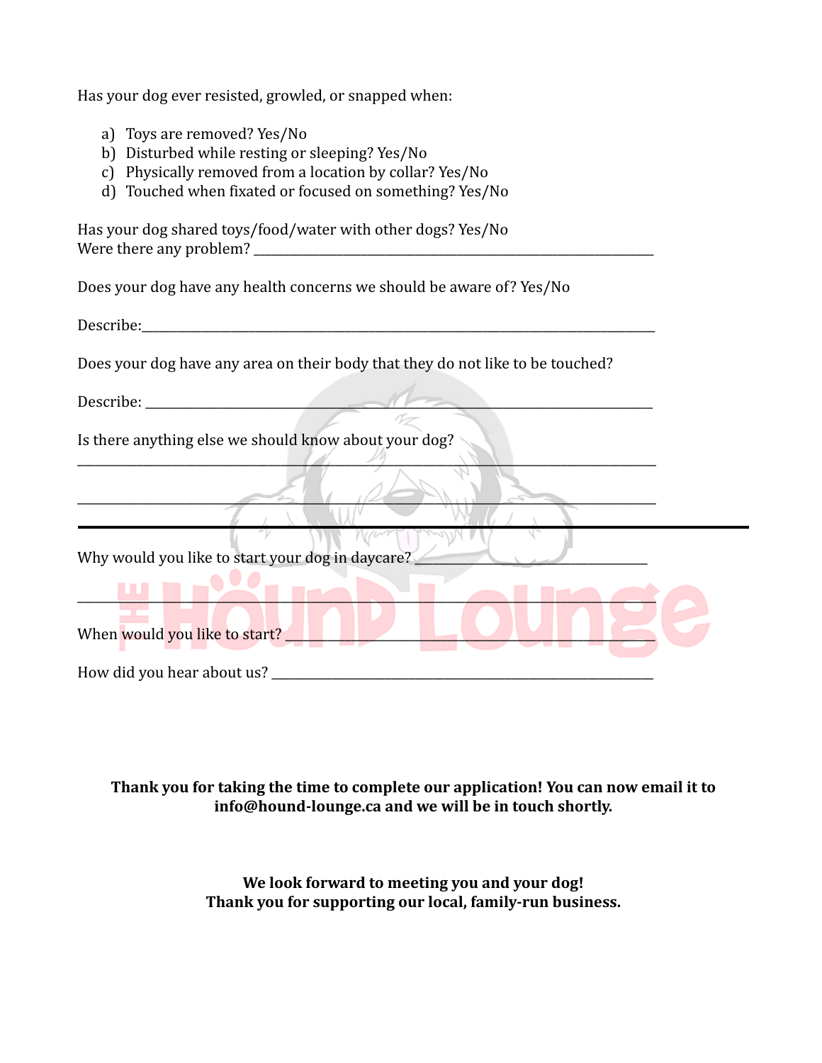Has your dog ever resisted, growled, or snapped when:

a) Toys are removed? Yes/No
b) Disturbed while resting or sleeping? Yes/No
c) Physically removed from a location by collar? Yes/No
d) Touched when fixated or focused on something? Yes/No

Has your dog shared toys/food/water with other dogs? Yes/No
Were there any problem? ___________________________________________________________

Does your dog have any health concerns we should be aware of? Yes/No

Describe:___________________________________________________________________________

Does your dog have any area on their body that they do not like to be touched?

Describe: __________________________________________________________________________

Is there anything else we should know about your dog?
_____________________________________________________________________________________

_____________________________________________________________________________________

---

Why would you like to start your dog in daycare? ________________________________

_____________________________________________________________________________________

When would you like to start? ____________________________________________________

How did you hear about us? ______________________________________________________

**Thank you for taking the time to complete our application! You can now email it to info@hound-lounge.ca and we will be in touch shortly.**

**We look forward to meeting you and your dog!**
**Thank you for supporting our local, family-run business.**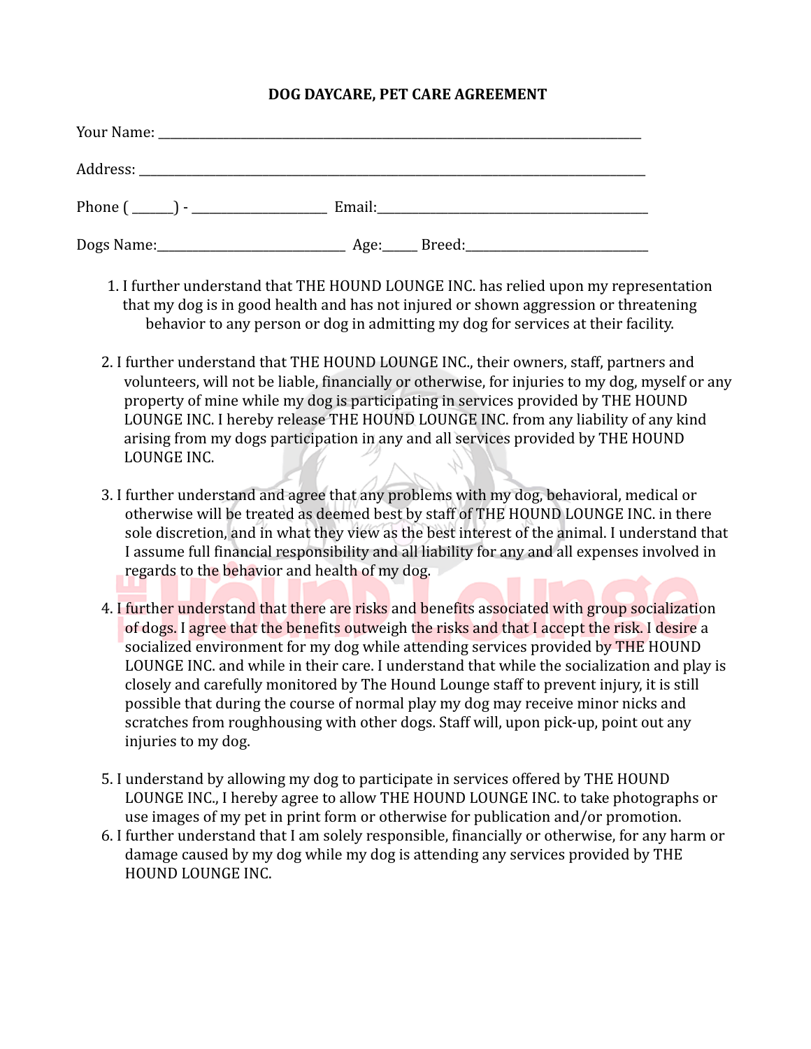**DOG DAYCARE, PET CARE AGREEMENT**

Your Name: ___________________________________________________________________________

Address: ____________________________________________________________________________

Phone ( ______) - ____________________ Email:__________________________________________

Dogs Name:____________________________ Age:_____ Breed:____________________________

1. I further understand that THE HOUND LOUNGE INC. has relied upon my representation that my dog is in good health and has not injured or shown aggression or threatening behavior to any person or dog in admitting my dog for services at their facility.

2. I further understand that THE HOUND LOUNGE INC., their owners, staff, partners and volunteers, will not be liable, financially or otherwise, for injuries to my dog, myself or any property of mine while my dog is participating in services provided by THE HOUND LOUNGE INC. I hereby release THE HOUND LOUNGE INC. from any liability of any kind arising from my dogs participation in any and all services provided by THE HOUND LOUNGE INC.

3. I further understand and agree that any problems with my dog, behavioral, medical or otherwise will be treated as deemed best by staff of THE HOUND LOUNGE INC. in there sole discretion, and in what they view as the best interest of the animal. I understand that I assume full financial responsibility and all liability for any and all expenses involved in regards to the behavior and health of my dog.

4. I further understand that there are risks and benefits associated with group socialization of dogs. I agree that the benefits outweigh the risks and that I accept the risk. I desire a socialized environment for my dog while attending services provided by THE HOUND LOUNGE INC. and while in their care. I understand that while the socialization and play is closely and carefully monitored by The Hound Lounge staff to prevent injury, it is still possible that during the course of normal play my dog may receive minor nicks and scratches from roughhousing with other dogs. Staff will, upon pick-up, point out any injuries to my dog.

5. I understand by allowing my dog to participate in services offered by THE HOUND LOUNGE INC., I hereby agree to allow THE HOUND LOUNGE INC. to take photographs or use images of my pet in print form or otherwise for publication and/or promotion.
6. I further understand that I am solely responsible, financially or otherwise, for any harm or damage caused by my dog while my dog is attending any services provided by THE HOUND LOUNGE INC.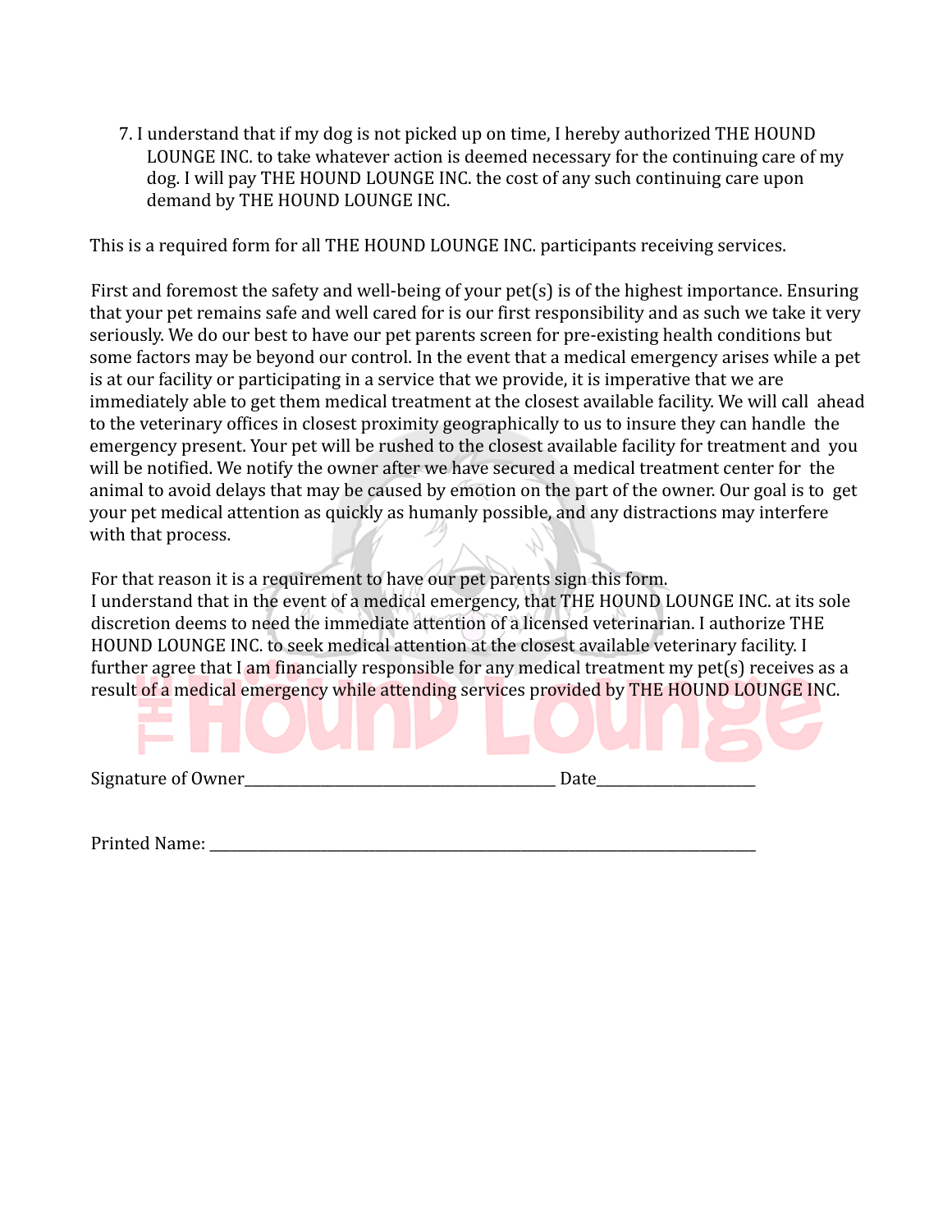7. I understand that if my dog is not picked up on time, I hereby authorized THE HOUND LOUNGE INC. to take whatever action is deemed necessary for the continuing care of my dog. I will pay THE HOUND LOUNGE INC. the cost of any such continuing care upon demand by THE HOUND LOUNGE INC.

This is a required form for all THE HOUND LOUNGE INC. participants receiving services.

First and foremost the safety and well-being of your pet(s) is of the highest importance. Ensuring that your pet remains safe and well cared for is our first responsibility and as such we take it very seriously. We do our best to have our pet parents screen for pre-existing health conditions but some factors may be beyond our control. In the event that a medical emergency arises while a pet is at our facility or participating in a service that we provide, it is imperative that we are immediately able to get them medical treatment at the closest available facility. We will call ahead to the veterinary offices in closest proximity geographically to us to insure they can handle the emergency present. Your pet will be rushed to the closest available facility for treatment and you will be notified. We notify the owner after we have secured a medical treatment center for the animal to avoid delays that may be caused by emotion on the part of the owner. Our goal is to get your pet medical attention as quickly as humanly possible, and any distractions may interfere with that process.

For that reason it is a requirement to have our pet parents sign this form.
I understand that in the event of a medical emergency, that THE HOUND LOUNGE INC. at its sole discretion deems to need the immediate attention of a licensed veterinarian. I authorize THE HOUND LOUNGE INC. to seek medical attention at the closest available veterinary facility. I further agree that I am financially responsible for any medical treatment my pet(s) receives as a result of a medical emergency while attending services provided by THE HOUND LOUNGE INC.

Signature of Owner________________________________________ Date____________________

Printed Name: ______________________________________________________________________